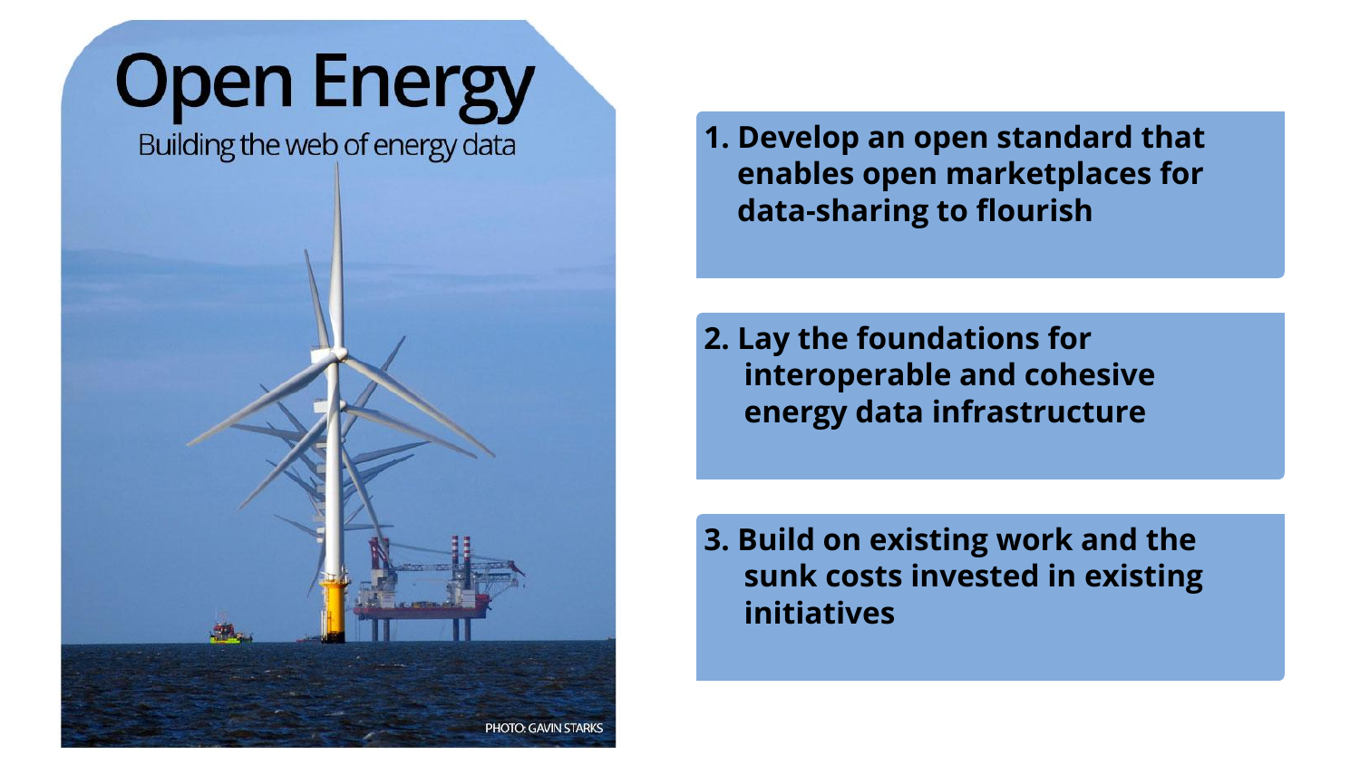# Open Energy

Building the web of energy data

PHOTO: GAVIN STARKS

1. **Develop an open standard that enables open marketplaces for data-sharing to flourish**

2. **Lay the foundations for interoperable and cohesive energy data infrastructure**

3. **Build on existing work and the sunk costs invested in existing initiatives**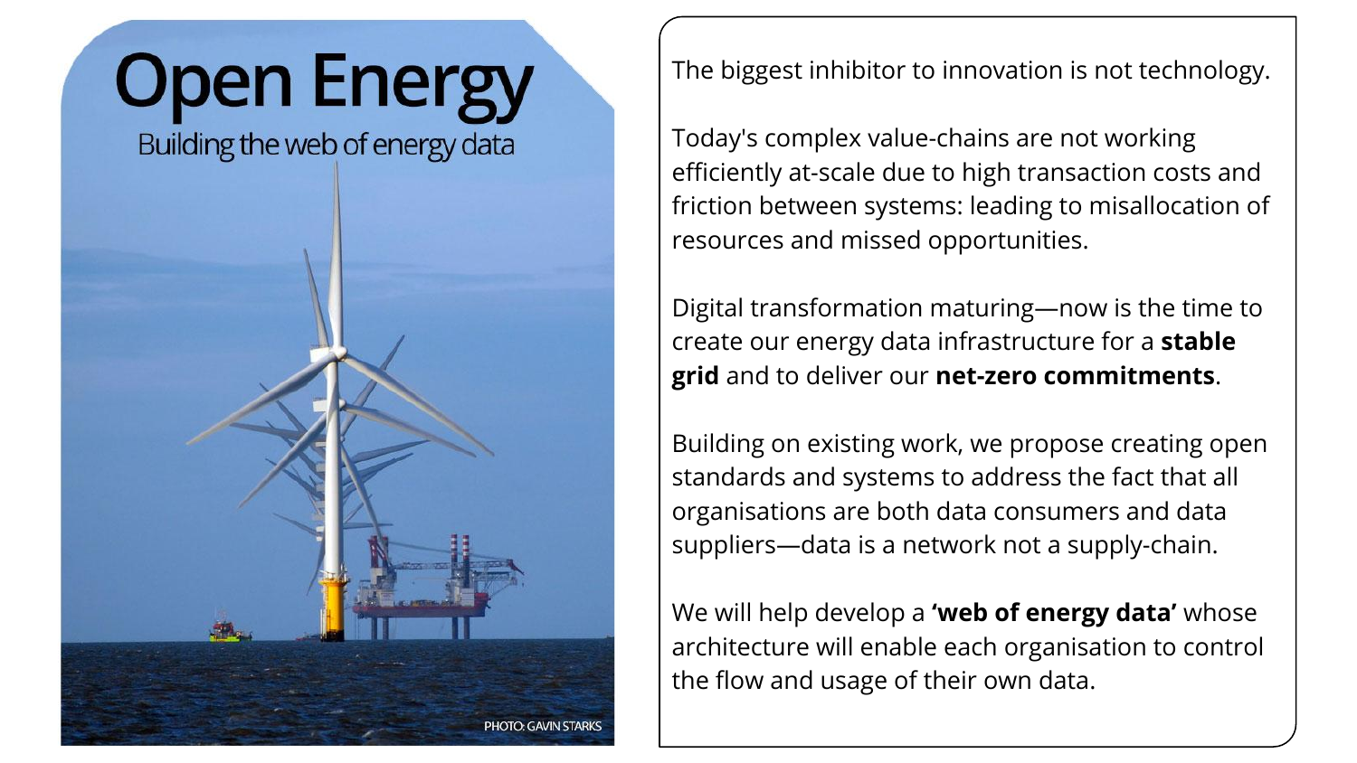# Open Energy

Building the web of energy data

PHOTO: GAVIN STARKS

The biggest inhibitor to innovation is not technology.

Today's complex value-chains are not working efficiently at-scale due to high transaction costs and friction between systems: leading to misallocation of resources and missed opportunities.

Digital transformation maturing—now is the time to create our energy data infrastructure for a **stable grid** and to deliver our **net-zero commitments**.

Building on existing work, we propose creating open standards and systems to address the fact that all organisations are both data consumers and data suppliers—data is a network not a supply-chain.

We will help develop a **'web of energy data'** whose architecture will enable each organisation to control the flow and usage of their own data.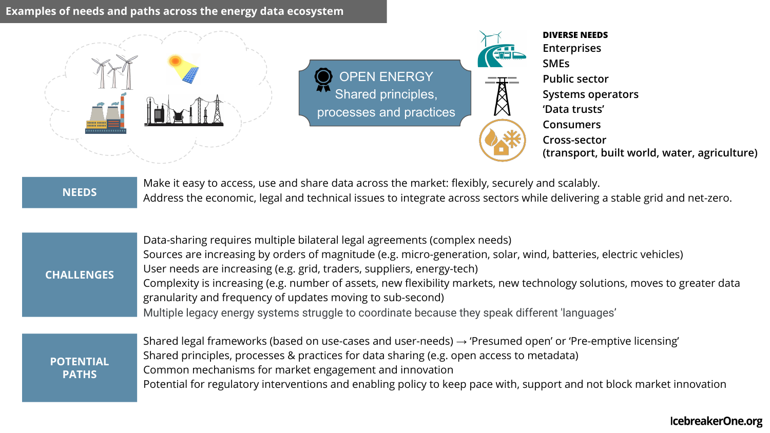## Examples of needs and paths across the energy data ecosystem

**OPEN ENERGY**
Shared principles, processes and practices

**DIVERSE NEEDS**

- Enterprises
- SMEs
- Public sector
- Systems operators
- 'Data trusts'
- Consumers
- Cross-sector (transport, built world, water, agriculture)

| | |
|---|---|
| **NEEDS** | Make it easy to access, use and share data across the market: flexibly, securely and scalably.<br>Address the economic, legal and technical issues to integrate across sectors while delivering a stable grid and net-zero. |
| **CHALLENGES** | Data-sharing requires multiple bilateral legal agreements (complex needs)<br>Sources are increasing by orders of magnitude (e.g. micro-generation, solar, wind, batteries, electric vehicles)<br>User needs are increasing (e.g. grid, traders, suppliers, energy-tech)<br>Complexity is increasing (e.g. number of assets, new flexibility markets, new technology solutions, moves to greater data granularity and frequency of updates moving to sub-second)<br>Multiple legacy energy systems struggle to coordinate because they speak different 'languages' |
| **POTENTIAL PATHS** | Shared legal frameworks (based on use-cases and user-needs) → 'Presumed open' or 'Pre-emptive licensing'<br>Shared principles, processes & practices for data sharing (e.g. open access to metadata)<br>Common mechanisms for market engagement and innovation<br>Potential for regulatory interventions and enabling policy to keep pace with, support and not block market innovation |

IcebreakerOne.org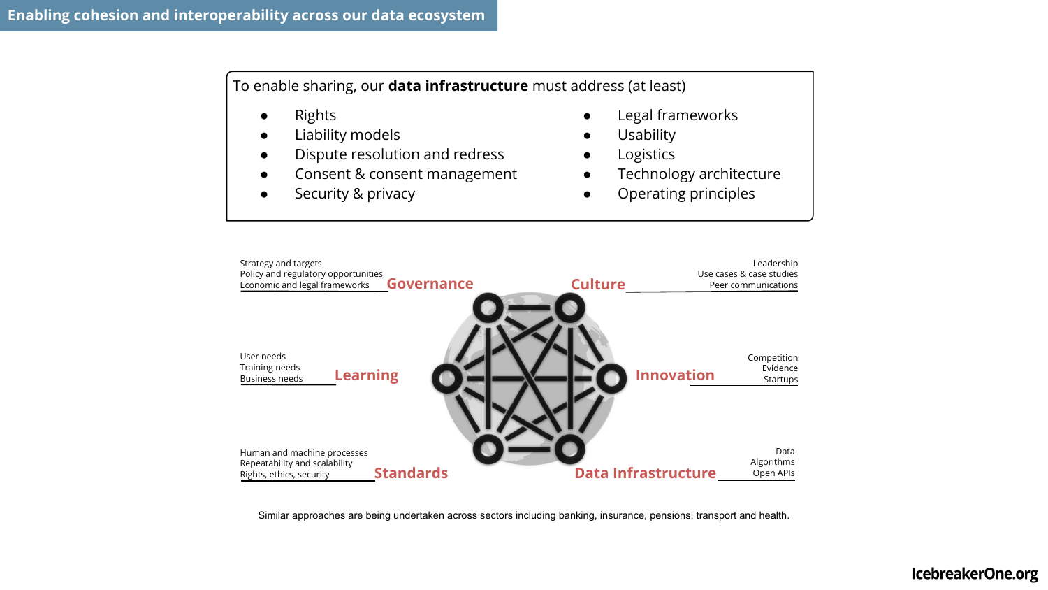# Enabling cohesion and interoperability across our data ecosystem

To enable sharing, our **data infrastructure** must address (at least)

- Rights
- Liability models
- Dispute resolution and redress
- Consent & consent management
- Security & privacy
- Legal frameworks
- Usability
- Logistics
- Technology architecture
- Operating principles

**Governance**
Strategy and targets
Policy and regulatory opportunities
Economic and legal frameworks

**Culture**
Leadership
Use cases & case studies
Peer communications

**Learning**
User needs
Training needs
Business needs

**Innovation**
Competition
Evidence
Startups

**Standards**
Human and machine processes
Repeatability and scalability
Rights, ethics, security

**Data Infrastructure**
Data
Algorithms
Open APIs

Similar approaches are being undertaken across sectors including banking, insurance, pensions, transport and health.

IcebreakerOne.org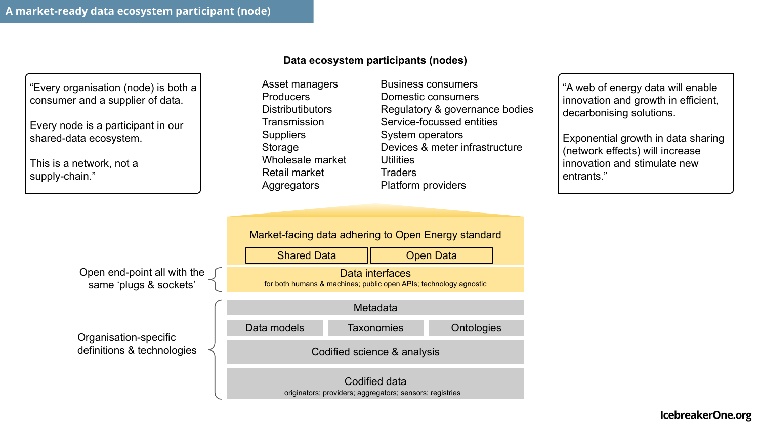# A market-ready data ecosystem participant (node)

**Data ecosystem participants (nodes)**

"Every organisation (node) is both a consumer and a supplier of data.

Every node is a participant in our shared-data ecosystem.

This is a network, not a supply-chain."

- Asset managers
- Producers
- Distributibutors
- Transmission
- Suppliers
- Storage
- Wholesale market
- Retail market
- Aggregators
- Business consumers
- Domestic consumers
- Regulatory & governance bodies
- Service-focussed entities
- System operators
- Devices & meter infrastructure
- Utilities
- Traders
- Platform providers

"A web of energy data will enable innovation and growth in efficient, decarbonising solutions.

Exponential growth in data sharing (network effects) will increase innovation and stimulate new entrants."

Market-facing data adhering to Open Energy standard

- Shared Data
- Open Data

Open end-point all with the same 'plugs & sockets'

- Data interfaces
  for both humans & machines; public open APIs; technology agnostic

Organisation-specific definitions & technologies

- Metadata
- Data models | Taxonomies | Ontologies
- Codified science & analysis
- Codified data
  originators; providers; aggregators; sensors; registries

IcebreakerOne.org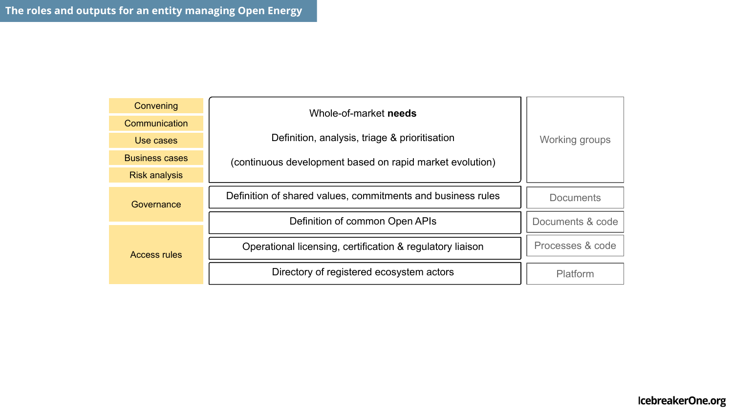# The roles and outputs for an entity managing Open Energy

| Roles | Activities | Outputs |
| --- | --- | --- |
| Convening<br>Communication<br>Use cases<br>Business cases<br>Risk analysis | Whole-of-market **needs**<br><br>Definition, analysis, triage & prioritisation<br><br>(continuous development based on rapid market evolution) | Working groups |
| Governance | Definition of shared values, commitments and business rules | Documents |
| Access rules | Definition of common Open APIs | Documents & code |
| | Operational licensing, certification & regulatory liaison | Processes & code |
| | Directory of registered ecosystem actors | Platform |

IcebreakerOne.org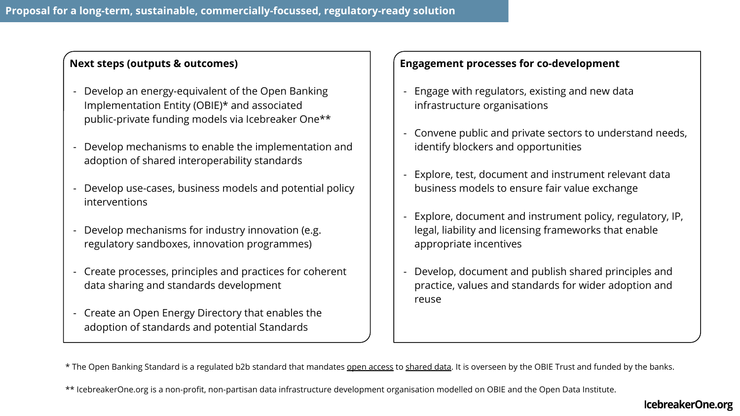# Proposal for a long-term, sustainable, commercially-focussed, regulatory-ready solution

## Next steps (outputs & outcomes)

- Develop an energy-equivalent of the Open Banking Implementation Entity (OBIE)* and associated public-private funding models via Icebreaker One**
- Develop mechanisms to enable the implementation and adoption of shared interoperability standards
- Develop use-cases, business models and potential policy interventions
- Develop mechanisms for industry innovation (e.g. regulatory sandboxes, innovation programmes)
- Create processes, principles and practices for coherent data sharing and standards development
- Create an Open Energy Directory that enables the adoption of standards and potential Standards

## Engagement processes for co-development

- Engage with regulators, existing and new data infrastructure organisations
- Convene public and private sectors to understand needs, identify blockers and opportunities
- Explore, test, document and instrument relevant data business models to ensure fair value exchange
- Explore, document and instrument policy, regulatory, IP, legal, liability and licensing frameworks that enable appropriate incentives
- Develop, document and publish shared principles and practice, values and standards for wider adoption and reuse

* The Open Banking Standard is a regulated b2b standard that mandates open access to shared data. It is overseen by the OBIE Trust and funded by the banks.

** IcebreakerOne.org is a non-profit, non-partisan data infrastructure development organisation modelled on OBIE and the Open Data Institute.

IcebreakerOne.org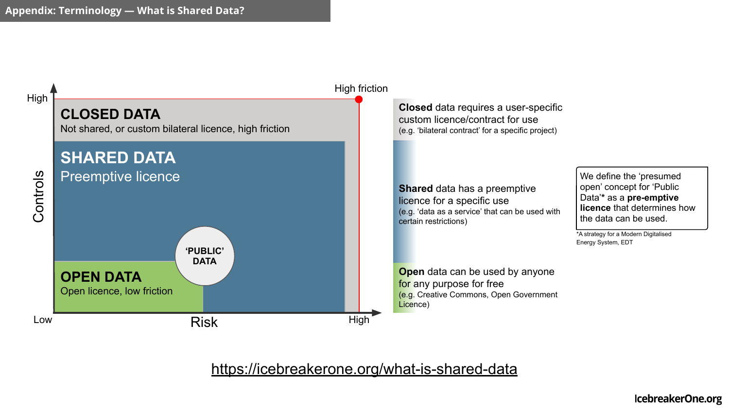## Appendix: Terminology — What is Shared Data?

High

Controls

Low

Risk

High

High friction

**CLOSED DATA**
Not shared, or custom bilateral licence, high friction

**SHARED DATA**
Preemptive licence

**OPEN DATA**
Open licence, low friction

'PUBLIC' DATA

**Closed** data requires a user-specific custom licence/contract for use
(e.g. 'bilateral contract' for a specific project)

**Shared** data has a preemptive licence for a specific use
(e.g. 'data as a service' that can be used with certain restrictions)

**Open** data can be used by anyone for any purpose for free
(e.g. Creative Commons, Open Government Licence)

We define the 'presumed open' concept for 'Public Data'* as a **pre-emptive licence** that determines how the data can be used.

*A strategy for a Modern Digitalised Energy System, EDT

https://icebreakerone.org/what-is-shared-data

IcebreakerOne.org